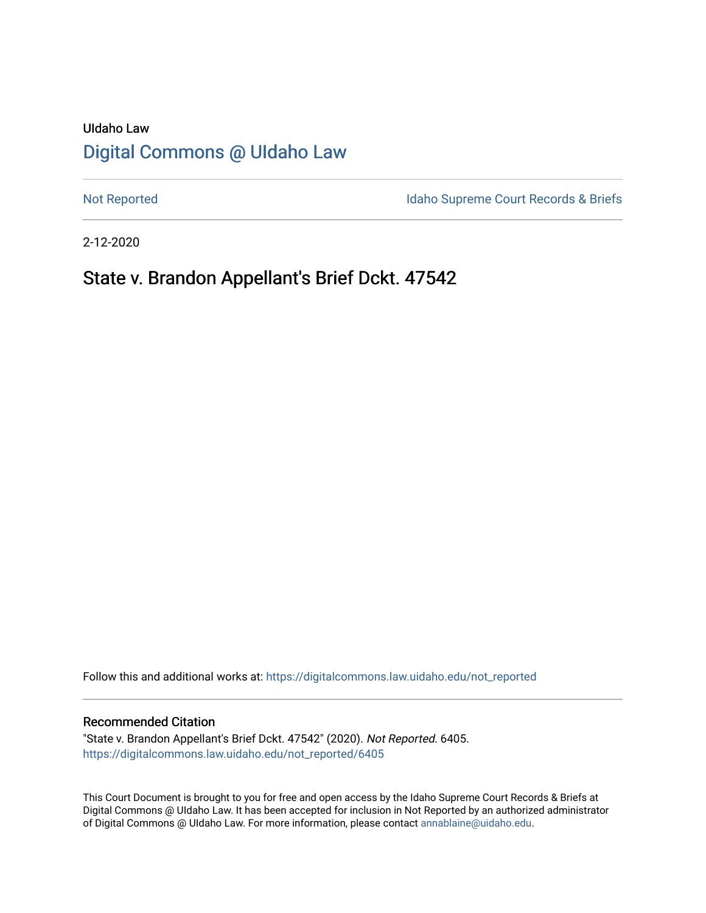UIdaho Law

# Digital Commons @ UIdaho Law

Not Reported | Idaho Supreme Court Records & Briefs

2-12-2020

## State v. Brandon Appellant's Brief Dckt. 47542

Follow this and additional works at: https://digitalcommons.law.uidaho.edu/not_reported

### Recommended Citation

"State v. Brandon Appellant's Brief Dckt. 47542" (2020). *Not Reported*. 6405.
https://digitalcommons.law.uidaho.edu/not_reported/6405

This Court Document is brought to you for free and open access by the Idaho Supreme Court Records & Briefs at Digital Commons @ UIdaho Law. It has been accepted for inclusion in Not Reported by an authorized administrator of Digital Commons @ UIdaho Law. For more information, please contact annablaine@uidaho.edu.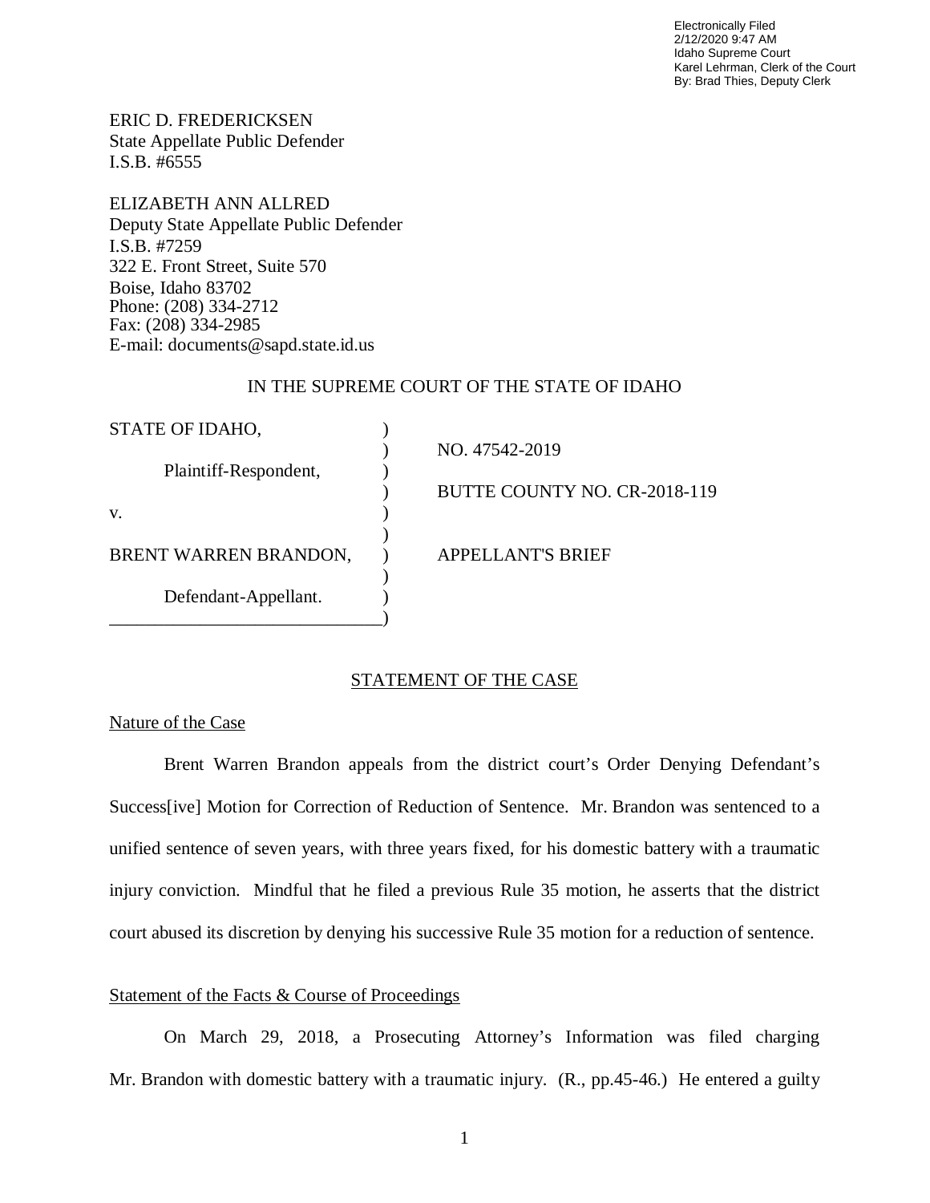Electronically Filed
2/12/2020 9:47 AM
Idaho Supreme Court
Karel Lehrman, Clerk of the Court
By: Brad Thies, Deputy Clerk

ERIC D. FREDERICKSEN
State Appellate Public Defender
I.S.B. #6555

ELIZABETH ANN ALLRED
Deputy State Appellate Public Defender
I.S.B. #7259
322 E. Front Street, Suite 570
Boise, Idaho 83702
Phone: (208) 334-2712
Fax: (208) 334-2985
E-mail: documents@sapd.state.id.us

IN THE SUPREME COURT OF THE STATE OF IDAHO

| | | |
|---|---|---|
| STATE OF IDAHO, | ) | |
| | ) | NO. 47542-2019 |
| Plaintiff-Respondent, | ) | |
| | ) | BUTTE COUNTY NO. CR-2018-119 |
| v. | ) | |
| | ) | |
| BRENT WARREN BRANDON, | ) | APPELLANT'S BRIEF |
| | ) | |
| Defendant-Appellant. | ) | |

## STATEMENT OF THE CASE

### Nature of the Case

Brent Warren Brandon appeals from the district court's Order Denying Defendant's Success[ive] Motion for Correction of Reduction of Sentence. Mr. Brandon was sentenced to a unified sentence of seven years, with three years fixed, for his domestic battery with a traumatic injury conviction. Mindful that he filed a previous Rule 35 motion, he asserts that the district court abused its discretion by denying his successive Rule 35 motion for a reduction of sentence.

### Statement of the Facts & Course of Proceedings

On March 29, 2018, a Prosecuting Attorney's Information was filed charging Mr. Brandon with domestic battery with a traumatic injury. (R., pp.45-46.) He entered a guilty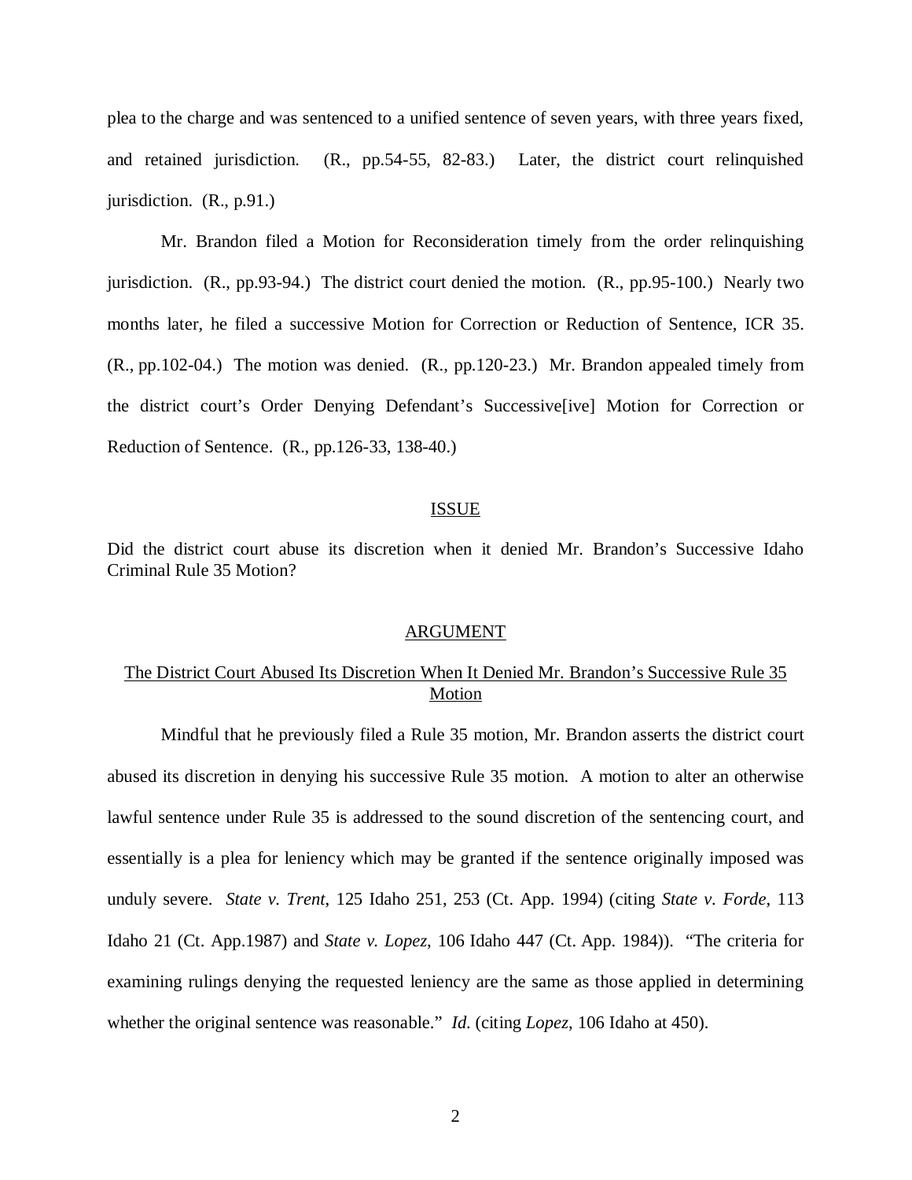plea to the charge and was sentenced to a unified sentence of seven years, with three years fixed, and retained jurisdiction. (R., pp.54-55, 82-83.) Later, the district court relinquished jurisdiction. (R., p.91.)

Mr. Brandon filed a Motion for Reconsideration timely from the order relinquishing jurisdiction. (R., pp.93-94.) The district court denied the motion. (R., pp.95-100.) Nearly two months later, he filed a successive Motion for Correction or Reduction of Sentence, ICR 35. (R., pp.102-04.) The motion was denied. (R., pp.120-23.) Mr. Brandon appealed timely from the district court's Order Denying Defendant's Successive[ive] Motion for Correction or Reduction of Sentence. (R., pp.126-33, 138-40.)

## ISSUE

Did the district court abuse its discretion when it denied Mr. Brandon's Successive Idaho Criminal Rule 35 Motion?

## ARGUMENT

### The District Court Abused Its Discretion When It Denied Mr. Brandon's Successive Rule 35 Motion

Mindful that he previously filed a Rule 35 motion, Mr. Brandon asserts the district court abused its discretion in denying his successive Rule 35 motion. A motion to alter an otherwise lawful sentence under Rule 35 is addressed to the sound discretion of the sentencing court, and essentially is a plea for leniency which may be granted if the sentence originally imposed was unduly severe. *State v. Trent*, 125 Idaho 251, 253 (Ct. App. 1994) (citing *State v. Forde*, 113 Idaho 21 (Ct. App.1987) and *State v. Lopez*, 106 Idaho 447 (Ct. App. 1984)). "The criteria for examining rulings denying the requested leniency are the same as those applied in determining whether the original sentence was reasonable." *Id.* (citing *Lopez*, 106 Idaho at 450).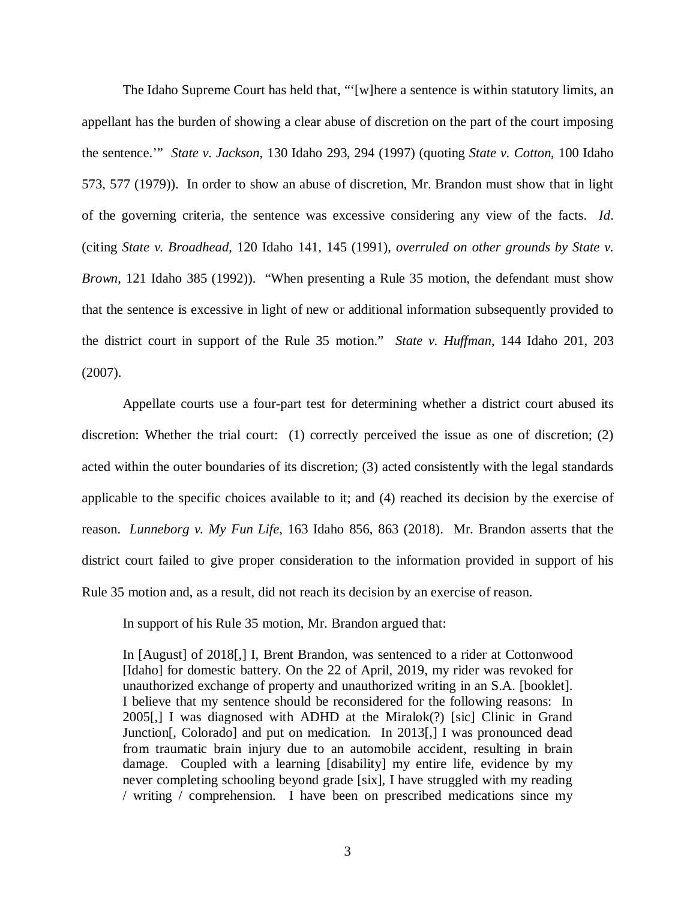The Idaho Supreme Court has held that, "'[w]here a sentence is within statutory limits, an appellant has the burden of showing a clear abuse of discretion on the part of the court imposing the sentence.'" *State v. Jackson*, 130 Idaho 293, 294 (1997) (quoting *State v. Cotton*, 100 Idaho 573, 577 (1979)). In order to show an abuse of discretion, Mr. Brandon must show that in light of the governing criteria, the sentence was excessive considering any view of the facts. *Id*. (citing *State v. Broadhead*, 120 Idaho 141, 145 (1991), *overruled on other grounds by State v. Brown*, 121 Idaho 385 (1992)). "When presenting a Rule 35 motion, the defendant must show that the sentence is excessive in light of new or additional information subsequently provided to the district court in support of the Rule 35 motion." *State v. Huffman*, 144 Idaho 201, 203 (2007).

Appellate courts use a four-part test for determining whether a district court abused its discretion: Whether the trial court: (1) correctly perceived the issue as one of discretion; (2) acted within the outer boundaries of its discretion; (3) acted consistently with the legal standards applicable to the specific choices available to it; and (4) reached its decision by the exercise of reason. *Lunneborg v. My Fun Life*, 163 Idaho 856, 863 (2018). Mr. Brandon asserts that the district court failed to give proper consideration to the information provided in support of his Rule 35 motion and, as a result, did not reach its decision by an exercise of reason.

In support of his Rule 35 motion, Mr. Brandon argued that:

> In [August] of 2018[,] I, Brent Brandon, was sentenced to a rider at Cottonwood [Idaho] for domestic battery. On the 22 of April, 2019, my rider was revoked for unauthorized exchange of property and unauthorized writing in an S.A. [booklet]. I believe that my sentence should be reconsidered for the following reasons: In 2005[,] I was diagnosed with ADHD at the Miralok(?) [sic] Clinic in Grand Junction[, Colorado] and put on medication. In 2013[,] I was pronounced dead from traumatic brain injury due to an automobile accident, resulting in brain damage. Coupled with a learning [disability] my entire life, evidence by my never completing schooling beyond grade [six], I have struggled with my reading / writing / comprehension. I have been on prescribed medications since my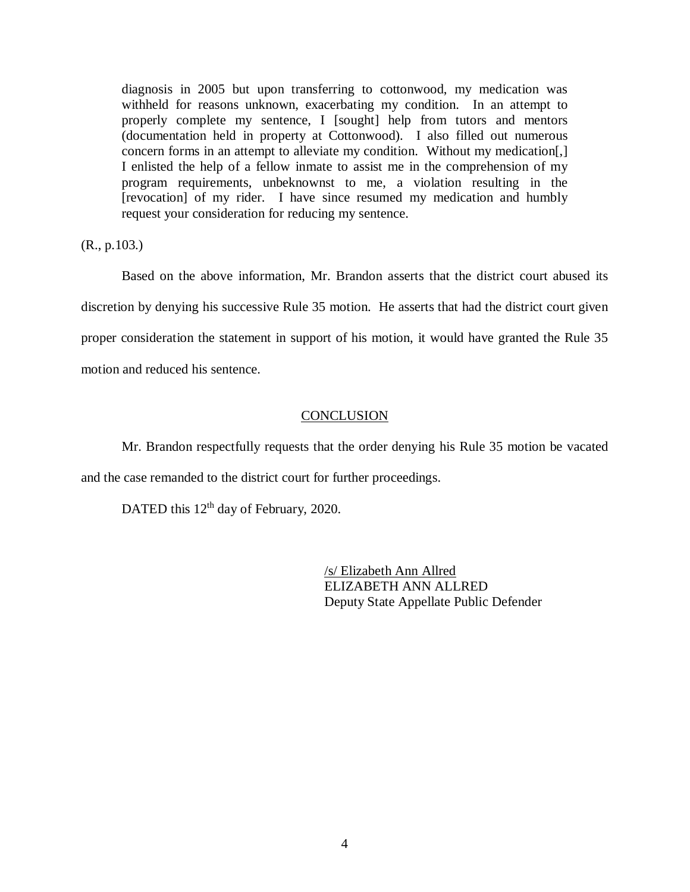> diagnosis in 2005 but upon transferring to cottonwood, my medication was withheld for reasons unknown, exacerbating my condition. In an attempt to properly complete my sentence, I [sought] help from tutors and mentors (documentation held in property at Cottonwood). I also filled out numerous concern forms in an attempt to alleviate my condition. Without my medication[,] I enlisted the help of a fellow inmate to assist me in the comprehension of my program requirements, unbeknownst to me, a violation resulting in the [revocation] of my rider. I have since resumed my medication and humbly request your consideration for reducing my sentence.

(R., p.103.)

Based on the above information, Mr. Brandon asserts that the district court abused its discretion by denying his successive Rule 35 motion. He asserts that had the district court given proper consideration the statement in support of his motion, it would have granted the Rule 35 motion and reduced his sentence.

## CONCLUSION

Mr. Brandon respectfully requests that the order denying his Rule 35 motion be vacated and the case remanded to the district court for further proceedings.

DATED this 12th day of February, 2020.

/s/ Elizabeth Ann Allred
ELIZABETH ANN ALLRED
Deputy State Appellate Public Defender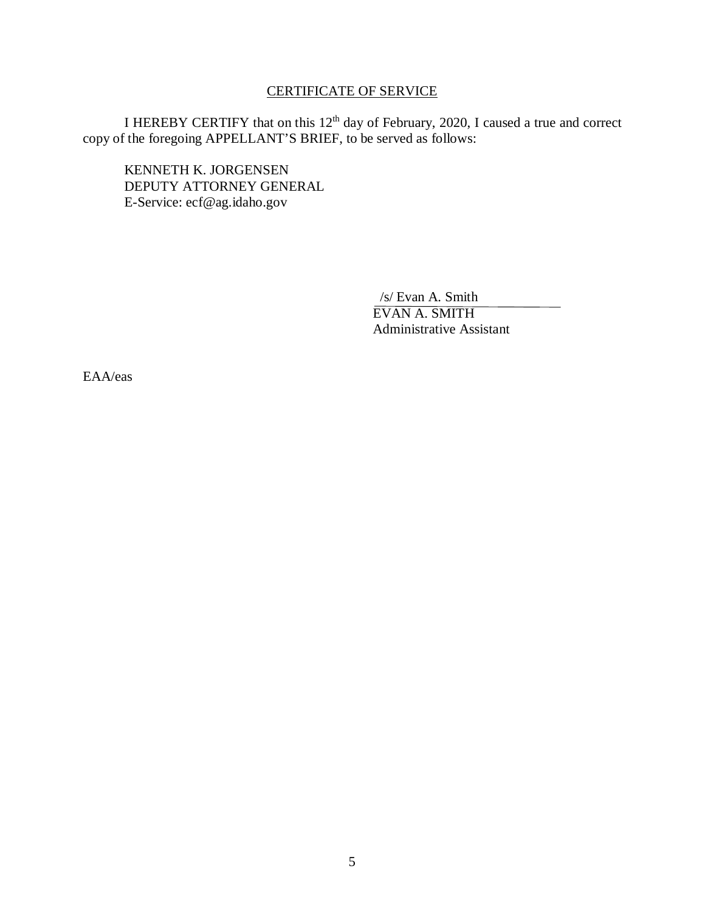## CERTIFICATE OF SERVICE

I HEREBY CERTIFY that on this 12th day of February, 2020, I caused a true and correct copy of the foregoing APPELLANT'S BRIEF, to be served as follows:

KENNETH K. JORGENSEN
DEPUTY ATTORNEY GENERAL
E-Service: ecf@ag.idaho.gov

/s/ Evan A. Smith
EVAN A. SMITH
Administrative Assistant

EAA/eas